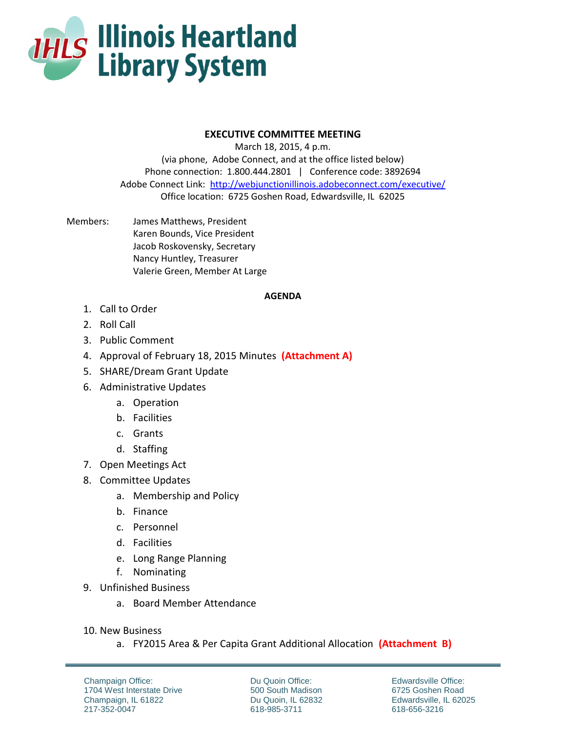# Illinois Heartland Library System

**EXECUTIVE COMMITTEE MEETING**

March 18, 2015, 4 p.m.
(via phone, Adobe Connect, and at the office listed below)
Phone connection: 1.800.444.2801 | Conference code: 3892694
Adobe Connect Link: http://webjunctionillinois.adobeconnect.com/executive/
Office location: 6725 Goshen Road, Edwardsville, IL 62025

Members:
- James Matthews, President
- Karen Bounds, Vice President
- Jacob Roskovensky, Secretary
- Nancy Huntley, Treasurer
- Valerie Green, Member At Large

**AGENDA**

1. Call to Order
2. Roll Call
3. Public Comment
4. Approval of February 18, 2015 Minutes **(Attachment A)**
5. SHARE/Dream Grant Update
6. Administrative Updates
    a. Operation
    b. Facilities
    c. Grants
    d. Staffing
7. Open Meetings Act
8. Committee Updates
    a. Membership and Policy
    b. Finance
    c. Personnel
    d. Facilities
    e. Long Range Planning
    f. Nominating
9. Unfinished Business
    a. Board Member Attendance
10. New Business
    a. FY2015 Area & Per Capita Grant Additional Allocation **(Attachment B)**

Champaign Office:
1704 West Interstate Drive
Champaign, IL 61822
217-352-0047

Du Quoin Office:
500 South Madison
Du Quoin, IL 62832
618-985-3711

Edwardsville Office:
6725 Goshen Road
Edwardsville, IL 62025
618-656-3216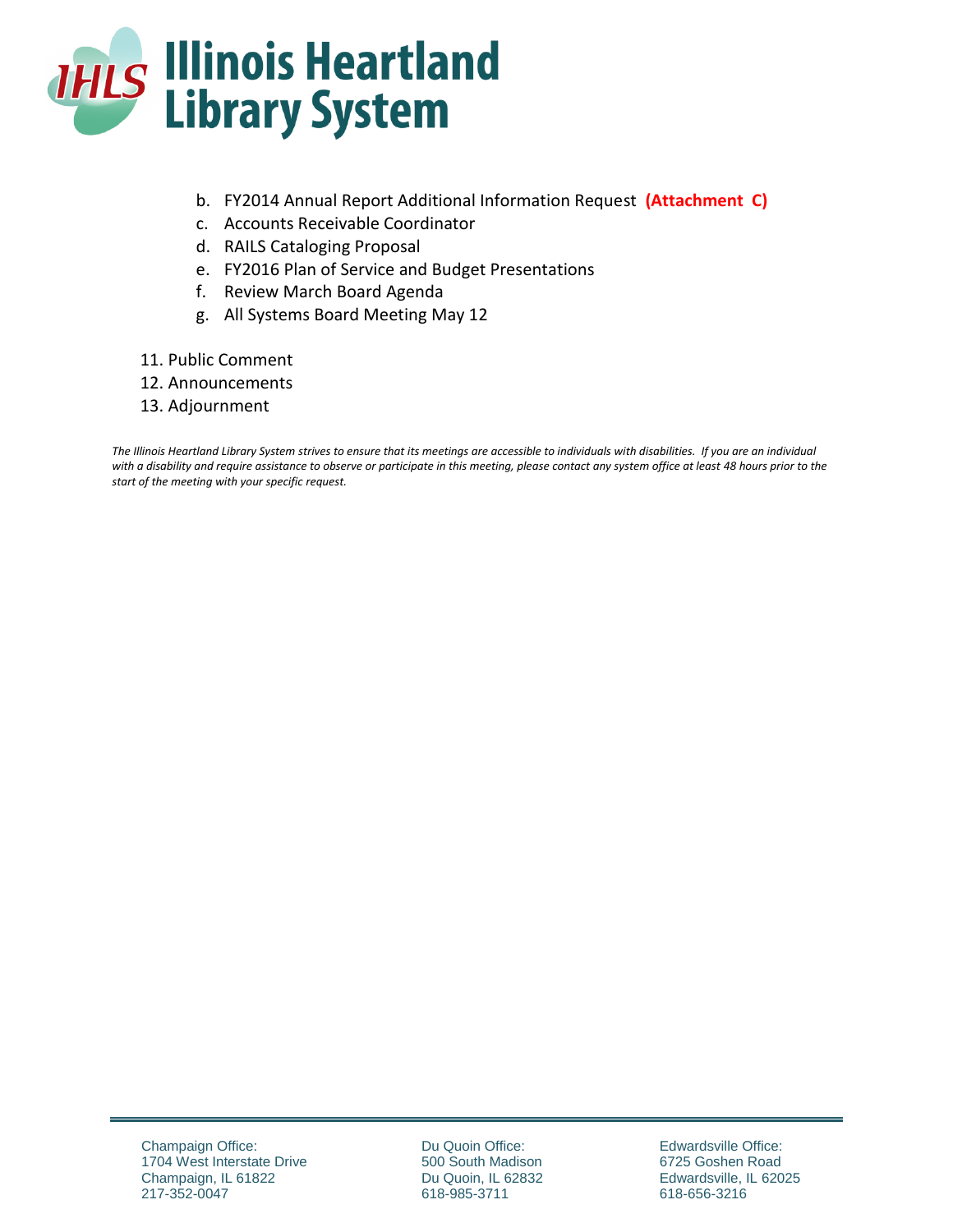# Illinois Heartland Library System

b. FY2014 Annual Report Additional Information Request **(Attachment C)**
c. Accounts Receivable Coordinator
d. RAILS Cataloging Proposal
e. FY2016 Plan of Service and Budget Presentations
f. Review March Board Agenda
g. All Systems Board Meeting May 12

11. Public Comment
12. Announcements
13. Adjournment

*The Illinois Heartland Library System strives to ensure that its meetings are accessible to individuals with disabilities. If you are an individual with a disability and require assistance to observe or participate in this meeting, please contact any system office at least 48 hours prior to the start of the meeting with your specific request.*

Champaign Office:
1704 West Interstate Drive
Champaign, IL 61822
217-352-0047

Du Quoin Office:
500 South Madison
Du Quoin, IL 62832
618-985-3711

Edwardsville Office:
6725 Goshen Road
Edwardsville, IL 62025
618-656-3216